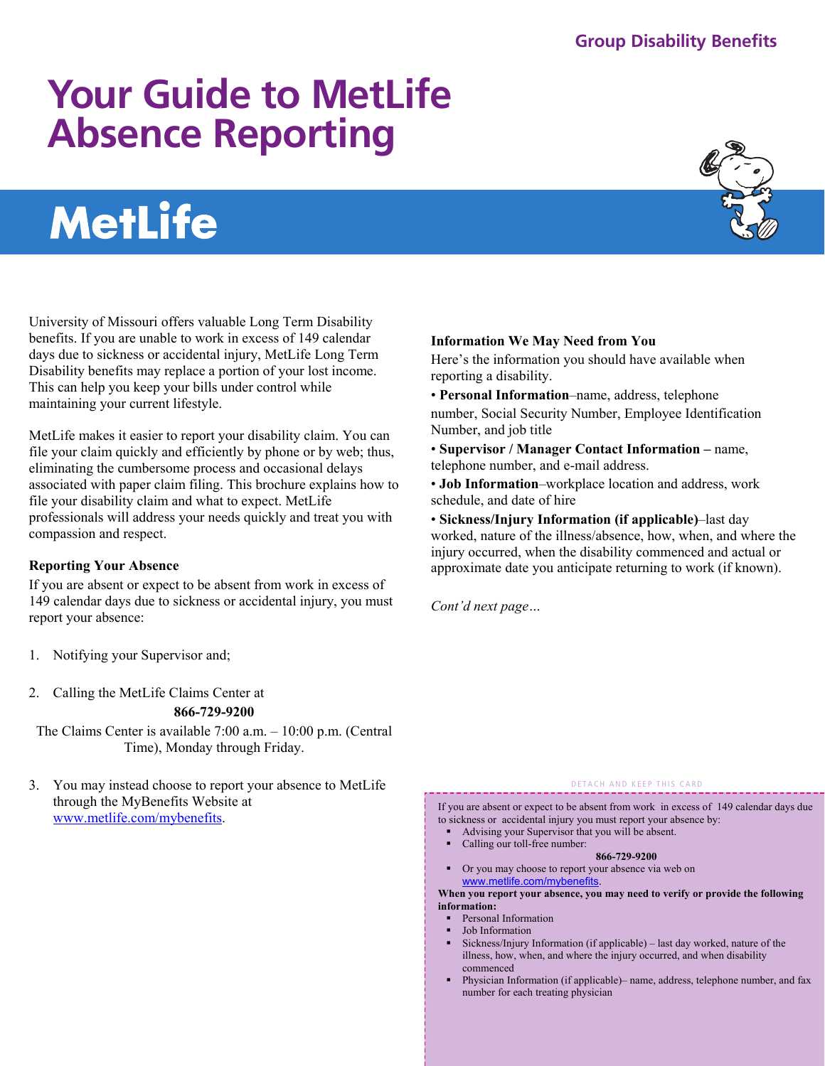Group Disability Benefits

# Your Guide to MetLife Absence Reporting

MetLife

University of Missouri offers valuable Long Term Disability benefits. If you are unable to work in excess of 149 calendar days due to sickness or accidental injury, MetLife Long Term Disability benefits may replace a portion of your lost income. This can help you keep your bills under control while maintaining your current lifestyle.

MetLife makes it easier to report your disability claim. You can file your claim quickly and efficiently by phone or by web; thus, eliminating the cumbersome process and occasional delays associated with paper claim filing. This brochure explains how to file your disability claim and what to expect. MetLife professionals will address your needs quickly and treat you with compassion and respect.

**Reporting Your Absence**

If you are absent or expect to be absent from work in excess of 149 calendar days due to sickness or accidental injury, you must report your absence:

1. Notifying your Supervisor and;

2. Calling the MetLife Claims Center at

   **866-729-9200**

   The Claims Center is available 7:00 a.m. – 10:00 p.m. (Central Time), Monday through Friday.

3. You may instead choose to report your absence to MetLife through the MyBenefits Website at [www.metlife.com/mybenefits](http://www.metlife.com/mybenefits).

**Information We May Need from You**

Here's the information you should have available when reporting a disability.

- **Personal Information**–name, address, telephone number, Social Security Number, Employee Identification Number, and job title
- **Supervisor / Manager Contact Information –** name, telephone number, and e-mail address.
- **Job Information**–workplace location and address, work schedule, and date of hire
- **Sickness/Injury Information (if applicable)**–last day worked, nature of the illness/absence, how, when, and where the injury occurred, when the disability commenced and actual or approximate date you anticipate returning to work (if known).

*Cont'd next page…*

DETACH AND KEEP THIS CARD

If you are absent or expect to be absent from work in excess of 149 calendar days due to sickness or accidental injury you must report your absence by:

- Advising your Supervisor that you will be absent.
- Calling our toll-free number:

  **866-729-9200**
- Or you may choose to report your absence via web on [www.metlife.com/mybenefits](http://www.metlife.com/mybenefits).

**When you report your absence, you may need to verify or provide the following information:**

- Personal Information
- Job Information
- Sickness/Injury Information (if applicable) – last day worked, nature of the illness, how, when, and where the injury occurred, and when disability commenced
- Physician Information (if applicable)– name, address, telephone number, and fax number for each treating physician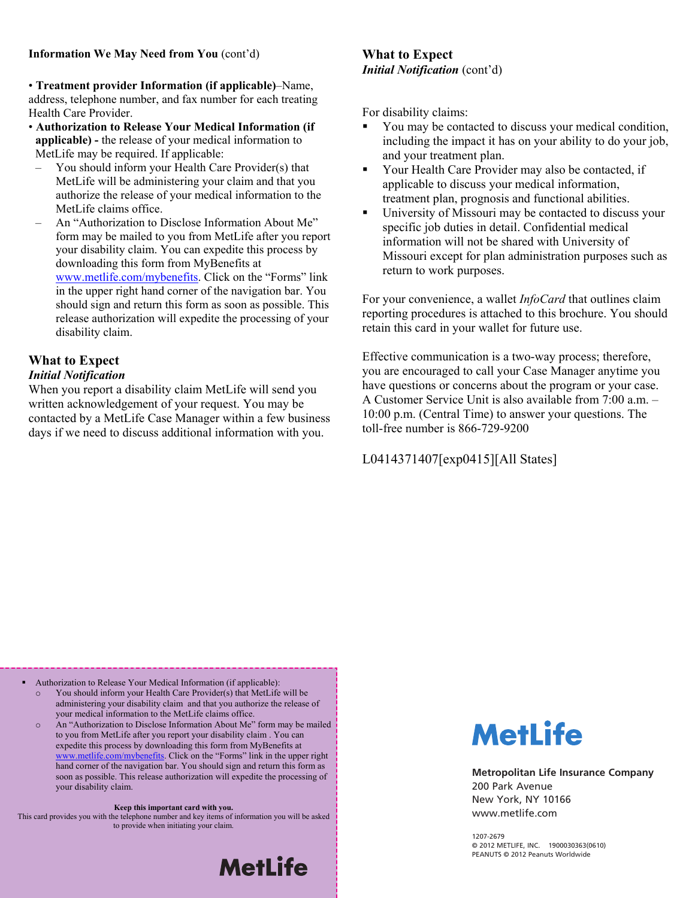**Information We May Need from You** (cont'd)

- **Treatment provider Information (if applicable)**–Name, address, telephone number, and fax number for each treating Health Care Provider.
- **Authorization to Release Your Medical Information (if applicable) -** the release of your medical information to MetLife may be required. If applicable:
  - You should inform your Health Care Provider(s) that MetLife will be administering your claim and that you authorize the release of your medical information to the MetLife claims office.
  - An "Authorization to Disclose Information About Me" form may be mailed to you from MetLife after you report your disability claim. You can expedite this process by downloading this form from MyBenefits at www.metlife.com/mybenefits. Click on the "Forms" link in the upper right hand corner of the navigation bar. You should sign and return this form as soon as possible. This release authorization will expedite the processing of your disability claim.

## What to Expect

***Initial Notification***

When you report a disability claim MetLife will send you written acknowledgement of your request. You may be contacted by a MetLife Case Manager within a few business days if we need to discuss additional information with you.

## What to Expect

***Initial Notification*** (cont'd)

For disability claims:

- You may be contacted to discuss your medical condition, including the impact it has on your ability to do your job, and your treatment plan.
- Your Health Care Provider may also be contacted, if applicable to discuss your medical information, treatment plan, prognosis and functional abilities.
- University of Missouri may be contacted to discuss your specific job duties in detail. Confidential medical information will not be shared with University of Missouri except for plan administration purposes such as return to work purposes.

For your convenience, a wallet *InfoCard* that outlines claim reporting procedures is attached to this brochure. You should retain this card in your wallet for future use.

Effective communication is a two-way process; therefore, you are encouraged to call your Case Manager anytime you have questions or concerns about the program or your case. A Customer Service Unit is also available from 7:00 a.m. – 10:00 p.m. (Central Time) to answer your questions. The toll-free number is 866-729-9200

L0414371407[exp0415][All States]

- Authorization to Release Your Medical Information (if applicable):
  - You should inform your Health Care Provider(s) that MetLife will be administering your disability claim and that you authorize the release of your medical information to the MetLife claims office.
  - An "Authorization to Disclose Information About Me" form may be mailed to you from MetLife after you report your disability claim . You can expedite this process by downloading this form from MyBenefits at www.metlife.com/mybenefits. Click on the "Forms" link in the upper right hand corner of the navigation bar. You should sign and return this form as soon as possible. This release authorization will expedite the processing of your disability claim.

**Keep this important card with you.**

This card provides you with the telephone number and key items of information you will be asked to provide when initiating your claim.

MetLife

MetLife

**Metropolitan Life Insurance Company**
200 Park Avenue
New York, NY 10166
www.metlife.com

1207-2679
© 2012 METLIFE, INC. 1900030363(0610)
PEANUTS © 2012 Peanuts Worldwide